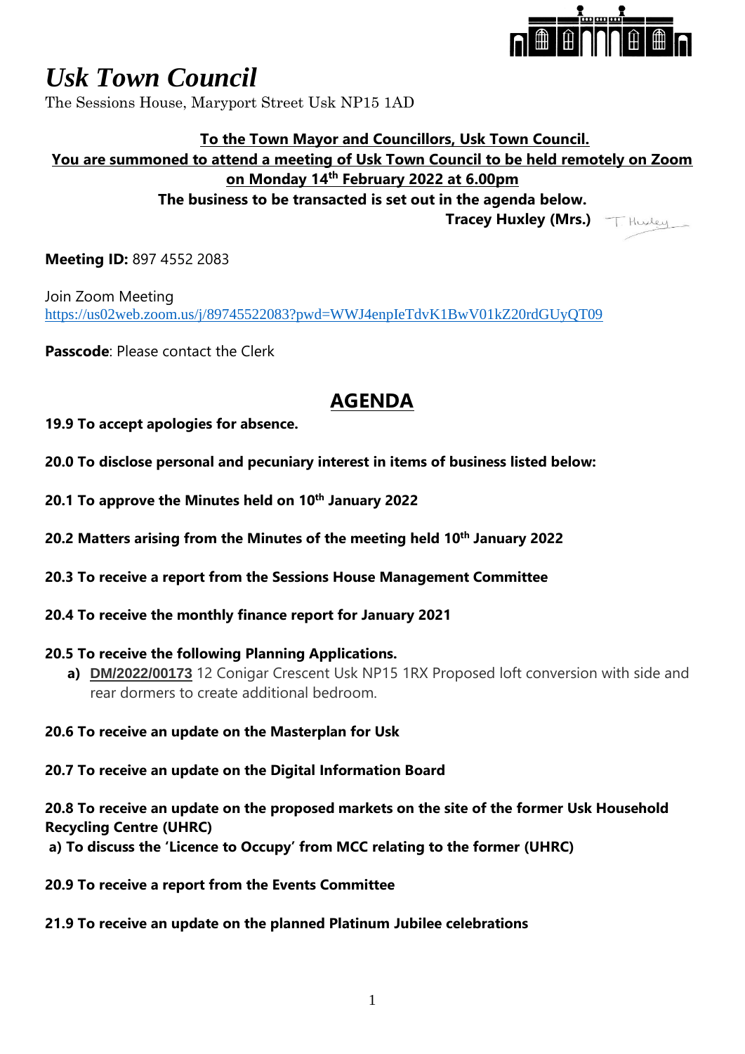# *Usk Town Council*

The Sessions House, Maryport Street Usk NP15 1AD

**To the Town Mayor and Councillors, Usk Town Council.**
**You are summoned to attend a meeting of Usk Town Council to be held remotely on Zoom on Monday 14th February 2022 at 6.00pm**
**The business to be transacted is set out in the agenda below.**
**Tracey Huxley (Mrs.)**

**Meeting ID:** 897 4552 2083

Join Zoom Meeting
https://us02web.zoom.us/j/89745522083?pwd=WWJ4enpIeTdvK1BwV01kZ20rdGUyQT09

**Passcode**: Please contact the Clerk

## AGENDA

**19.9 To accept apologies for absence.**

**20.0 To disclose personal and pecuniary interest in items of business listed below:**

**20.1 To approve the Minutes held on 10th January 2022**

**20.2 Matters arising from the Minutes of the meeting held 10th January 2022**

**20.3 To receive a report from the Sessions House Management Committee**

**20.4 To receive the monthly finance report for January 2021**

**20.5 To receive the following Planning Applications.**

**a)** **DM/2022/00173** 12 Conigar Crescent Usk NP15 1RX Proposed loft conversion with side and rear dormers to create additional bedroom.

**20.6 To receive an update on the Masterplan for Usk**

**20.7 To receive an update on the Digital Information Board**

**20.8 To receive an update on the proposed markets on the site of the former Usk Household Recycling Centre (UHRC)**

**a) To discuss the 'Licence to Occupy' from MCC relating to the former (UHRC)**

**20.9 To receive a report from the Events Committee**

**21.9 To receive an update on the planned Platinum Jubilee celebrations**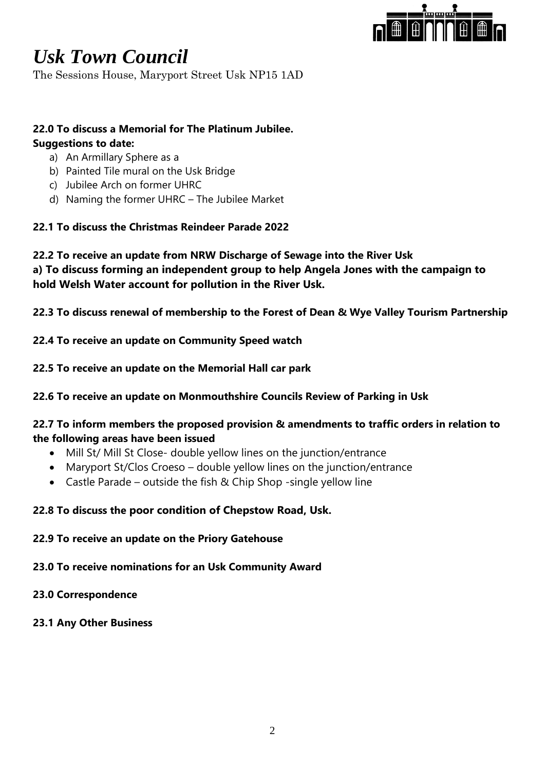# *Usk Town Council*

The Sessions House, Maryport Street Usk NP15 1AD

**22.0 To discuss a Memorial for The Platinum Jubilee.**
**Suggestions to date:**

a) An Armillary Sphere as a
b) Painted Tile mural on the Usk Bridge
c) Jubilee Arch on former UHRC
d) Naming the former UHRC – The Jubilee Market

**22.1 To discuss the Christmas Reindeer Parade 2022**

**22.2 To receive an update from NRW Discharge of Sewage into the River Usk**
**a) To discuss forming an independent group to help Angela Jones with the campaign to hold Welsh Water account for pollution in the River Usk.**

**22.3 To discuss renewal of membership to the Forest of Dean & Wye Valley Tourism Partnership**

**22.4 To receive an update on Community Speed watch**

**22.5 To receive an update on the Memorial Hall car park**

**22.6 To receive an update on Monmouthshire Councils Review of Parking in Usk**

**22.7 To inform members the proposed provision & amendments to traffic orders in relation to the following areas have been issued**

- Mill St/ Mill St Close- double yellow lines on the junction/entrance
- Maryport St/Clos Croeso – double yellow lines on the junction/entrance
- Castle Parade – outside the fish & Chip Shop -single yellow line

**22.8 To discuss the poor condition of Chepstow Road, Usk.**

**22.9 To receive an update on the Priory Gatehouse**

**23.0 To receive nominations for an Usk Community Award**

**23.0 Correspondence**

**23.1 Any Other Business**